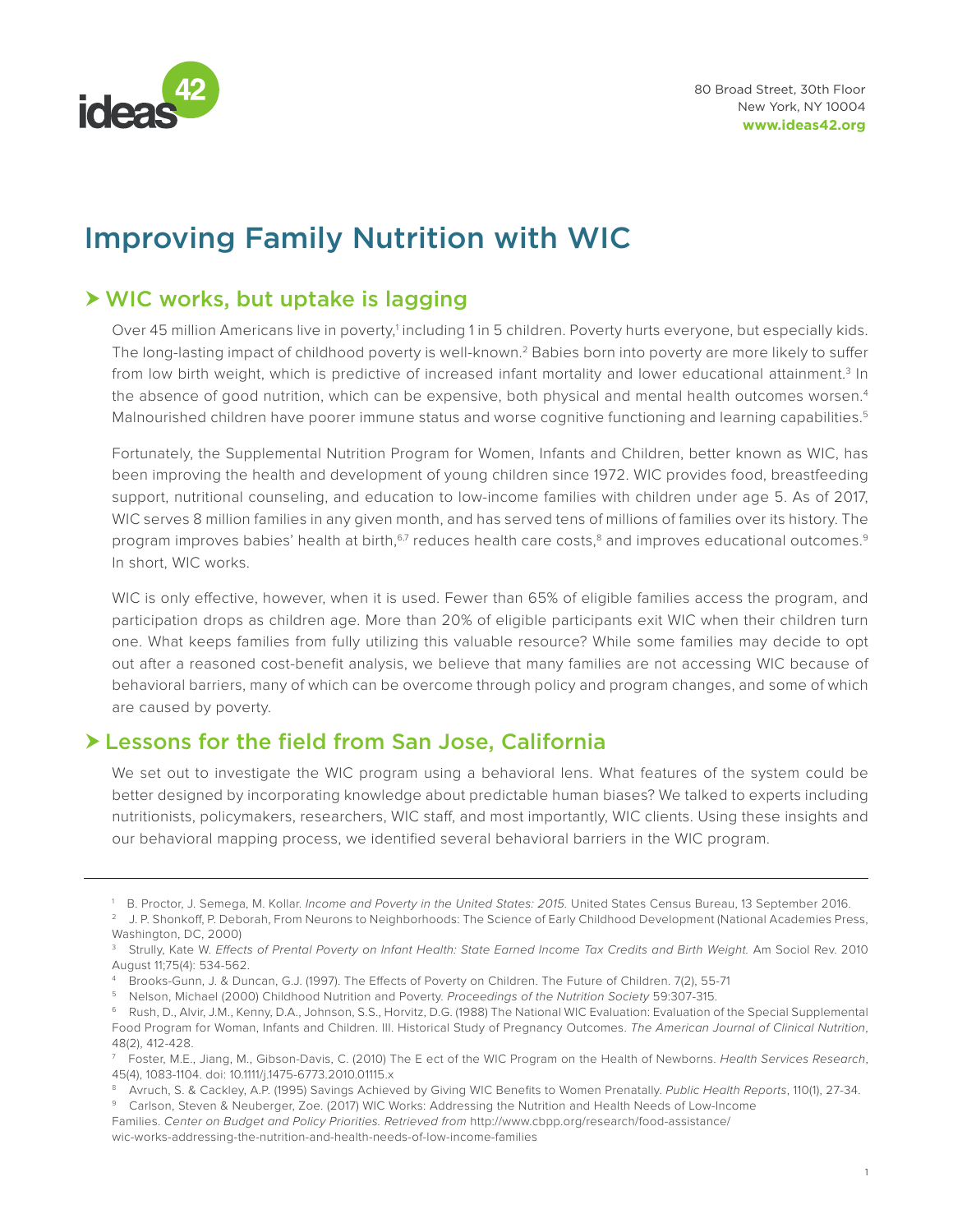80 Broad Street, 30th Floor
New York, NY 10004
**www.ideas42.org**

# Improving Family Nutrition with WIC

## WIC works, but uptake is lagging

Over 45 million Americans live in poverty,[1] including 1 in 5 children. Poverty hurts everyone, but especially kids. The long-lasting impact of childhood poverty is well-known.[2] Babies born into poverty are more likely to suffer from low birth weight, which is predictive of increased infant mortality and lower educational attainment.[3] In the absence of good nutrition, which can be expensive, both physical and mental health outcomes worsen.[4] Malnourished children have poorer immune status and worse cognitive functioning and learning capabilities.[5]

Fortunately, the Supplemental Nutrition Program for Women, Infants and Children, better known as WIC, has been improving the health and development of young children since 1972. WIC provides food, breastfeeding support, nutritional counseling, and education to low-income families with children under age 5. As of 2017, WIC serves 8 million families in any given month, and has served tens of millions of families over its history. The program improves babies' health at birth,[6,7] reduces health care costs,[8] and improves educational outcomes.[9] In short, WIC works.

WIC is only effective, however, when it is used. Fewer than 65% of eligible families access the program, and participation drops as children age. More than 20% of eligible participants exit WIC when their children turn one. What keeps families from fully utilizing this valuable resource? While some families may decide to opt out after a reasoned cost-benefit analysis, we believe that many families are not accessing WIC because of behavioral barriers, many of which can be overcome through policy and program changes, and some of which are caused by poverty.

## Lessons for the field from San Jose, California

We set out to investigate the WIC program using a behavioral lens. What features of the system could be better designed by incorporating knowledge about predictable human biases? We talked to experts including nutritionists, policymakers, researchers, WIC staff, and most importantly, WIC clients. Using these insights and our behavioral mapping process, we identified several behavioral barriers in the WIC program.

---

[1] B. Proctor, J. Semega, M. Kollar. *Income and Poverty in the United States: 2015.* United States Census Bureau, 13 September 2016.

[2] J. P. Shonkoff, P. Deborah, From Neurons to Neighborhoods: The Science of Early Childhood Development (National Academies Press, Washington, DC, 2000)

[3] Strully, Kate W. *Effects of Prental Poverty on Infant Health: State Earned Income Tax Credits and Birth Weight.* Am Sociol Rev. 2010 August 11;75(4): 534-562.

[4] Brooks-Gunn, J. & Duncan, G.J. (1997). The Effects of Poverty on Children. The Future of Children. 7(2), 55-71

[5] Nelson, Michael (2000) Childhood Nutrition and Poverty. *Proceedings of the Nutrition Society* 59:307-315.

[6] Rush, D., Alvir, J.M., Kenny, D.A., Johnson, S.S., Horvitz, D.G. (1988) The National WIC Evaluation: Evaluation of the Special Supplemental Food Program for Woman, Infants and Children. III. Historical Study of Pregnancy Outcomes. *The American Journal of Clinical Nutrition*, 48(2), 412-428.

[7] Foster, M.E., Jiang, M., Gibson-Davis, C. (2010) The E ect of the WIC Program on the Health of Newborns. *Health Services Research*, 45(4), 1083-1104. doi: 10.1111/j.1475-6773.2010.01115.x

[8] Avruch, S. & Cackley, A.P. (1995) Savings Achieved by Giving WIC Benefits to Women Prenatally. *Public Health Reports*, 110(1), 27-34.

[9] Carlson, Steven & Neuberger, Zoe. (2017) WIC Works: Addressing the Nutrition and Health Needs of Low-Income Families. *Center on Budget and Policy Priorities. Retrieved from* http://www.cbpp.org/research/food-assistance/wic-works-addressing-the-nutrition-and-health-needs-of-low-income-families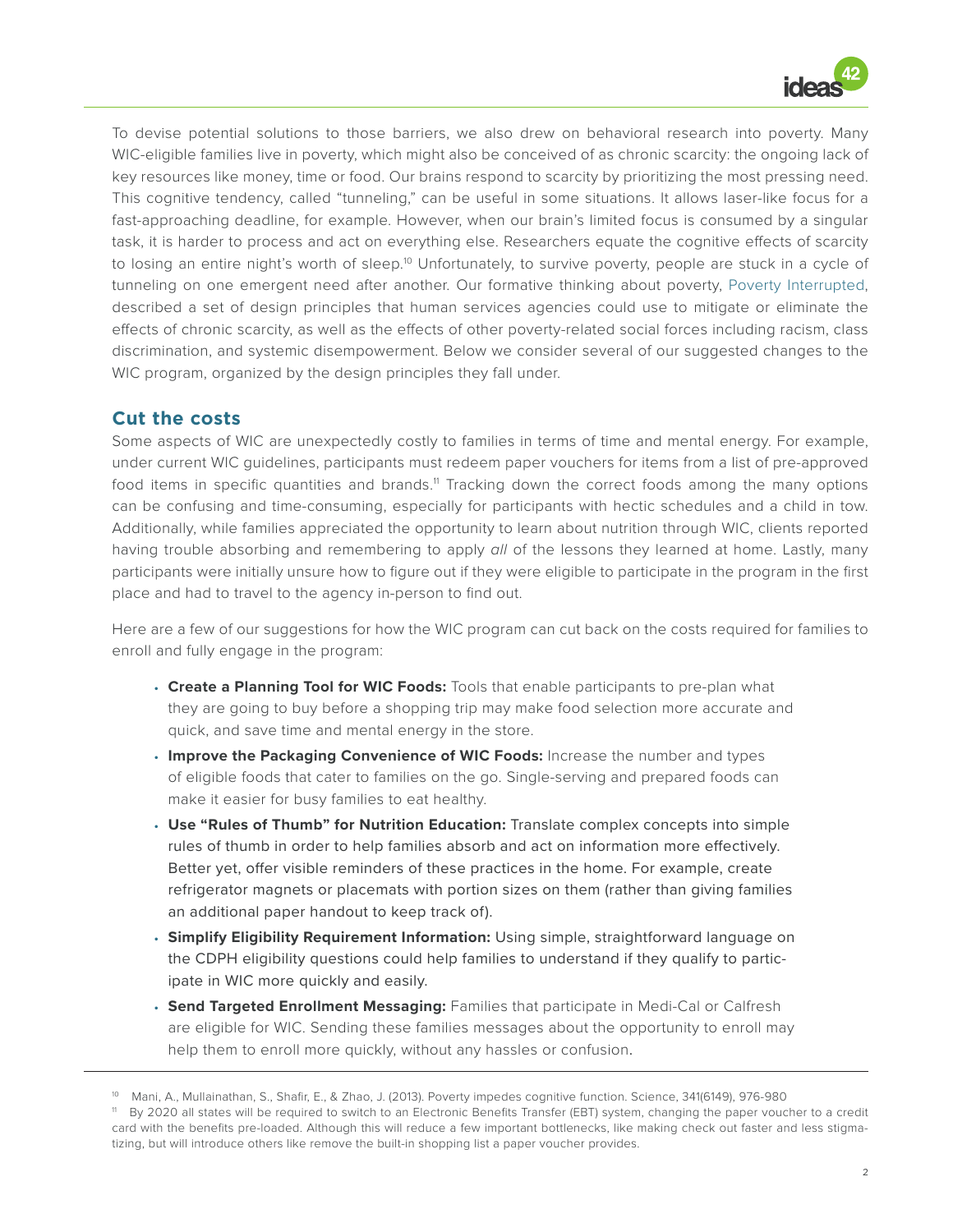To devise potential solutions to those barriers, we also drew on behavioral research into poverty. Many WIC-eligible families live in poverty, which might also be conceived of as chronic scarcity: the ongoing lack of key resources like money, time or food. Our brains respond to scarcity by prioritizing the most pressing need. This cognitive tendency, called "tunneling," can be useful in some situations. It allows laser-like focus for a fast-approaching deadline, for example. However, when our brain's limited focus is consumed by a singular task, it is harder to process and act on everything else. Researchers equate the cognitive effects of scarcity to losing an entire night's worth of sleep.[10] Unfortunately, to survive poverty, people are stuck in a cycle of tunneling on one emergent need after another. Our formative thinking about poverty, Poverty Interrupted, described a set of design principles that human services agencies could use to mitigate or eliminate the effects of chronic scarcity, as well as the effects of other poverty-related social forces including racism, class discrimination, and systemic disempowerment. Below we consider several of our suggested changes to the WIC program, organized by the design principles they fall under.

## Cut the costs

Some aspects of WIC are unexpectedly costly to families in terms of time and mental energy. For example, under current WIC guidelines, participants must redeem paper vouchers for items from a list of pre-approved food items in specific quantities and brands.[11] Tracking down the correct foods among the many options can be confusing and time-consuming, especially for participants with hectic schedules and a child in tow. Additionally, while families appreciated the opportunity to learn about nutrition through WIC, clients reported having trouble absorbing and remembering to apply *all* of the lessons they learned at home. Lastly, many participants were initially unsure how to figure out if they were eligible to participate in the program in the first place and had to travel to the agency in-person to find out.

Here are a few of our suggestions for how the WIC program can cut back on the costs required for families to enroll and fully engage in the program:

- **Create a Planning Tool for WIC Foods:** Tools that enable participants to pre-plan what they are going to buy before a shopping trip may make food selection more accurate and quick, and save time and mental energy in the store.
- **Improve the Packaging Convenience of WIC Foods:** Increase the number and types of eligible foods that cater to families on the go. Single-serving and prepared foods can make it easier for busy families to eat healthy.
- **Use "Rules of Thumb" for Nutrition Education:** Translate complex concepts into simple rules of thumb in order to help families absorb and act on information more effectively. Better yet, offer visible reminders of these practices in the home. For example, create refrigerator magnets or placemats with portion sizes on them (rather than giving families an additional paper handout to keep track of).
- **Simplify Eligibility Requirement Information:** Using simple, straightforward language on the CDPH eligibility questions could help families to understand if they qualify to participate in WIC more quickly and easily.
- **Send Targeted Enrollment Messaging:** Families that participate in Medi-Cal or Calfresh are eligible for WIC. Sending these families messages about the opportunity to enroll may help them to enroll more quickly, without any hassles or confusion.

---

[10] Mani, A., Mullainathan, S., Shafir, E., & Zhao, J. (2013). Poverty impedes cognitive function. Science, 341(6149), 976-980

[11] By 2020 all states will be required to switch to an Electronic Benefits Transfer (EBT) system, changing the paper voucher to a credit card with the benefits pre-loaded. Although this will reduce a few important bottlenecks, like making check out faster and less stigmatizing, but will introduce others like remove the built-in shopping list a paper voucher provides.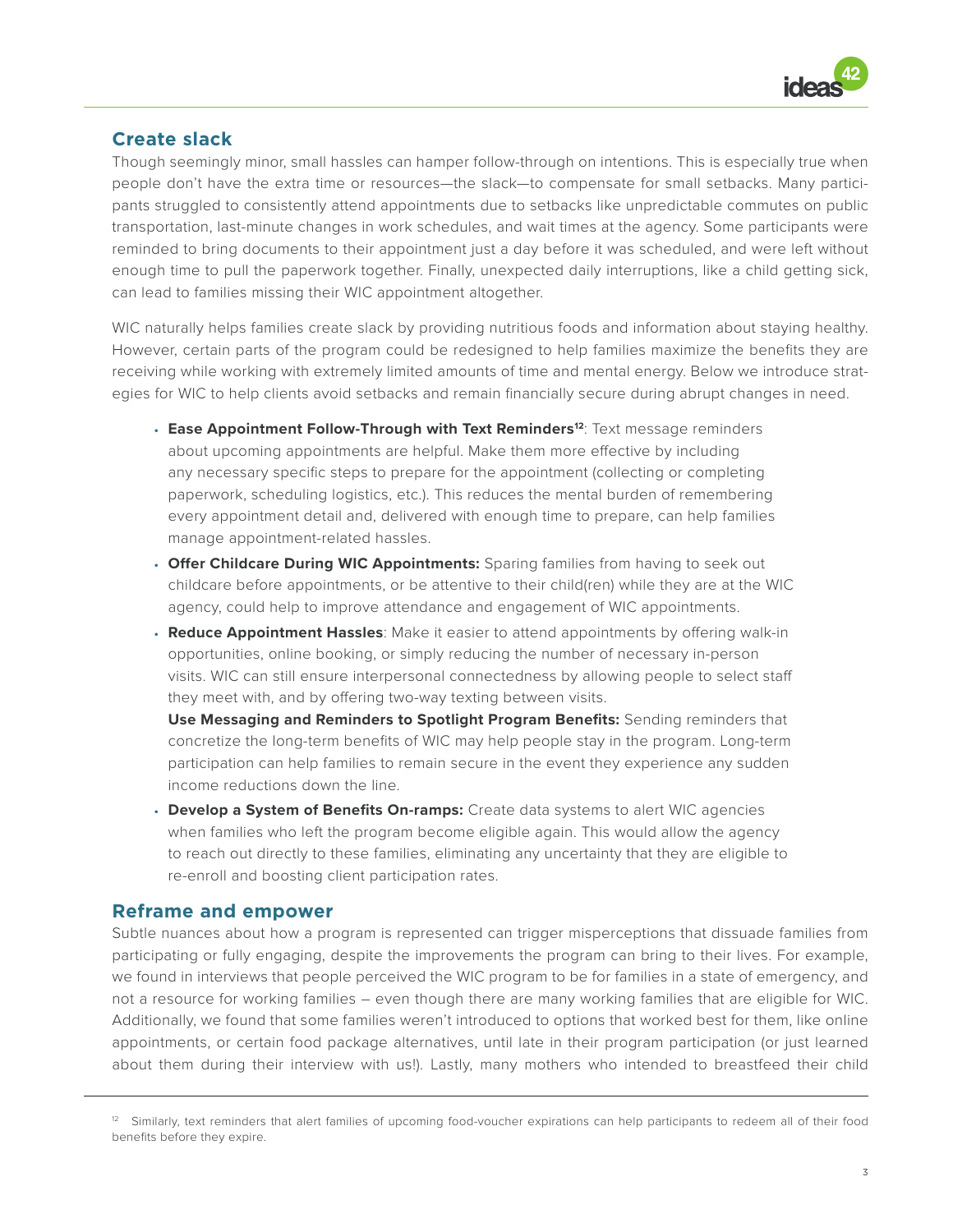## Create slack

Though seemingly minor, small hassles can hamper follow-through on intentions. This is especially true when people don't have the extra time or resources—the slack—to compensate for small setbacks. Many participants struggled to consistently attend appointments due to setbacks like unpredictable commutes on public transportation, last-minute changes in work schedules, and wait times at the agency. Some participants were reminded to bring documents to their appointment just a day before it was scheduled, and were left without enough time to pull the paperwork together. Finally, unexpected daily interruptions, like a child getting sick, can lead to families missing their WIC appointment altogether.

WIC naturally helps families create slack by providing nutritious foods and information about staying healthy. However, certain parts of the program could be redesigned to help families maximize the benefits they are receiving while working with extremely limited amounts of time and mental energy. Below we introduce strategies for WIC to help clients avoid setbacks and remain financially secure during abrupt changes in need.

- **Ease Appointment Follow-Through with Text Reminders[12]**: Text message reminders about upcoming appointments are helpful. Make them more effective by including any necessary specific steps to prepare for the appointment (collecting or completing paperwork, scheduling logistics, etc.). This reduces the mental burden of remembering every appointment detail and, delivered with enough time to prepare, can help families manage appointment-related hassles.
- **Offer Childcare During WIC Appointments:** Sparing families from having to seek out childcare before appointments, or be attentive to their child(ren) while they are at the WIC agency, could help to improve attendance and engagement of WIC appointments.
- **Reduce Appointment Hassles**: Make it easier to attend appointments by offering walk-in opportunities, online booking, or simply reducing the number of necessary in-person visits. WIC can still ensure interpersonal connectedness by allowing people to select staff they meet with, and by offering two-way texting between visits.
  **Use Messaging and Reminders to Spotlight Program Benefits:** Sending reminders that concretize the long-term benefits of WIC may help people stay in the program. Long-term participation can help families to remain secure in the event they experience any sudden income reductions down the line.
- **Develop a System of Benefits On-ramps:** Create data systems to alert WIC agencies when families who left the program become eligible again. This would allow the agency to reach out directly to these families, eliminating any uncertainty that they are eligible to re-enroll and boosting client participation rates.

## Reframe and empower

Subtle nuances about how a program is represented can trigger misperceptions that dissuade families from participating or fully engaging, despite the improvements the program can bring to their lives. For example, we found in interviews that people perceived the WIC program to be for families in a state of emergency, and not a resource for working families – even though there are many working families that are eligible for WIC. Additionally, we found that some families weren't introduced to options that worked best for them, like online appointments, or certain food package alternatives, until late in their program participation (or just learned about them during their interview with us!). Lastly, many mothers who intended to breastfeed their child

---

[12] Similarly, text reminders that alert families of upcoming food-voucher expirations can help participants to redeem all of their food benefits before they expire.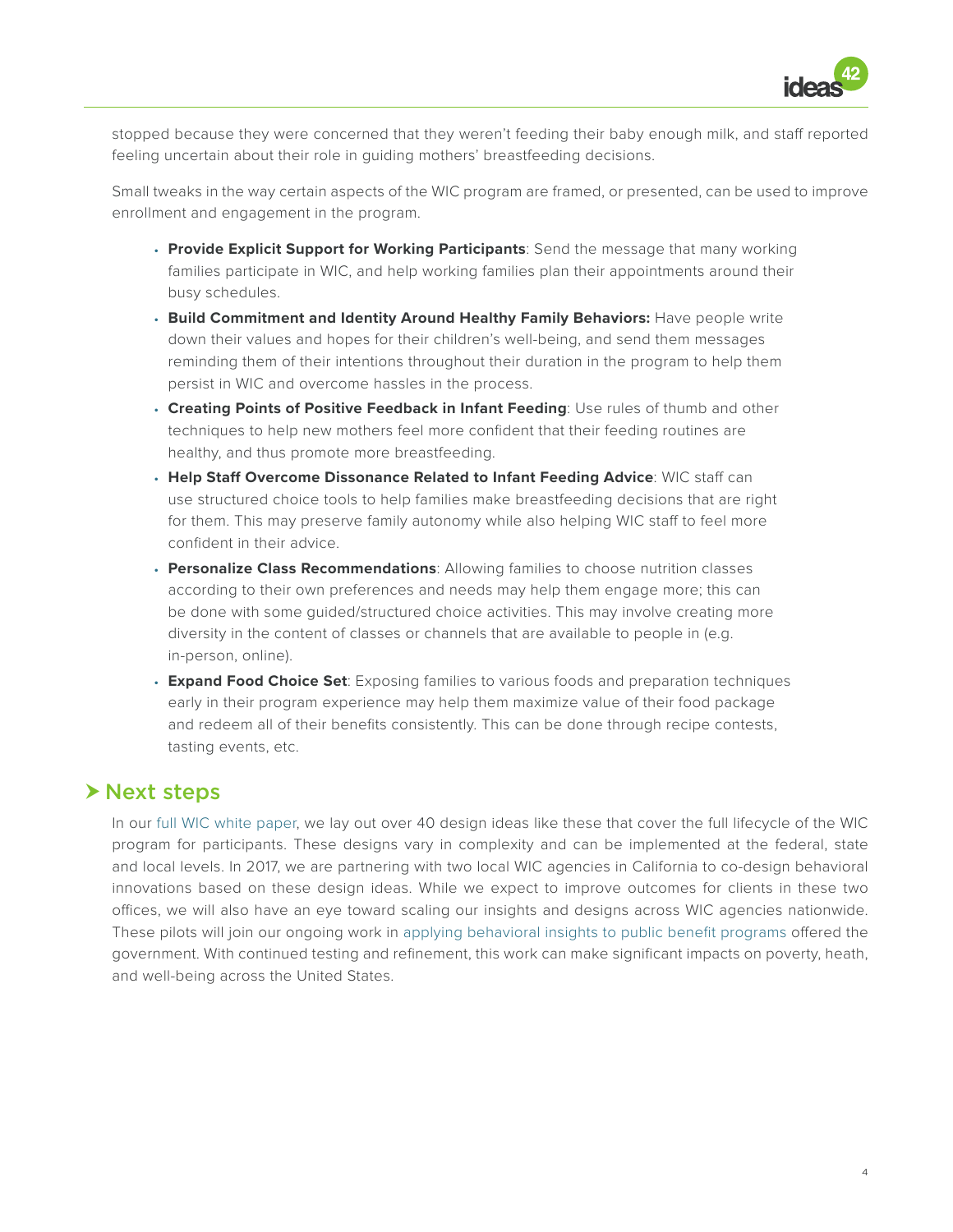stopped because they were concerned that they weren't feeding their baby enough milk, and staff reported feeling uncertain about their role in guiding mothers' breastfeeding decisions.

Small tweaks in the way certain aspects of the WIC program are framed, or presented, can be used to improve enrollment and engagement in the program.

- **Provide Explicit Support for Working Participants**: Send the message that many working families participate in WIC, and help working families plan their appointments around their busy schedules.
- **Build Commitment and Identity Around Healthy Family Behaviors:** Have people write down their values and hopes for their children's well-being, and send them messages reminding them of their intentions throughout their duration in the program to help them persist in WIC and overcome hassles in the process.
- **Creating Points of Positive Feedback in Infant Feeding**: Use rules of thumb and other techniques to help new mothers feel more confident that their feeding routines are healthy, and thus promote more breastfeeding.
- **Help Staff Overcome Dissonance Related to Infant Feeding Advice**: WIC staff can use structured choice tools to help families make breastfeeding decisions that are right for them. This may preserve family autonomy while also helping WIC staff to feel more confident in their advice.
- **Personalize Class Recommendations**: Allowing families to choose nutrition classes according to their own preferences and needs may help them engage more; this can be done with some guided/structured choice activities. This may involve creating more diversity in the content of classes or channels that are available to people in (e.g. in-person, online).
- **Expand Food Choice Set**: Exposing families to various foods and preparation techniques early in their program experience may help them maximize value of their food package and redeem all of their benefits consistently. This can be done through recipe contests, tasting events, etc.

## Next steps

In our full WIC white paper, we lay out over 40 design ideas like these that cover the full lifecycle of the WIC program for participants. These designs vary in complexity and can be implemented at the federal, state and local levels. In 2017, we are partnering with two local WIC agencies in California to co-design behavioral innovations based on these design ideas. While we expect to improve outcomes for clients in these two offices, we will also have an eye toward scaling our insights and designs across WIC agencies nationwide. These pilots will join our ongoing work in applying behavioral insights to public benefit programs offered the government. With continued testing and refinement, this work can make significant impacts on poverty, heath, and well-being across the United States.